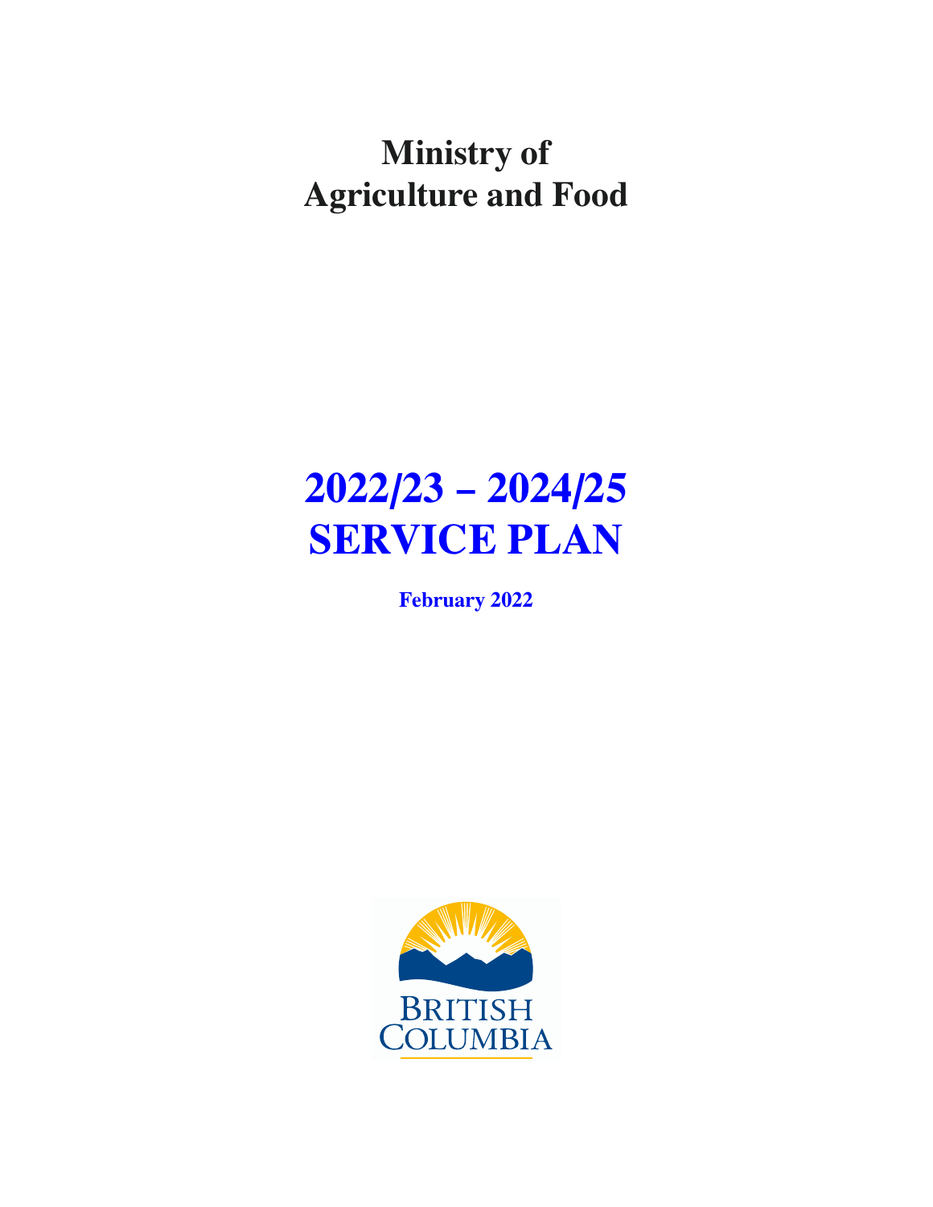# Ministry of Agriculture and Food

# 2022/23 – 2024/25 SERVICE PLAN

**February 2022**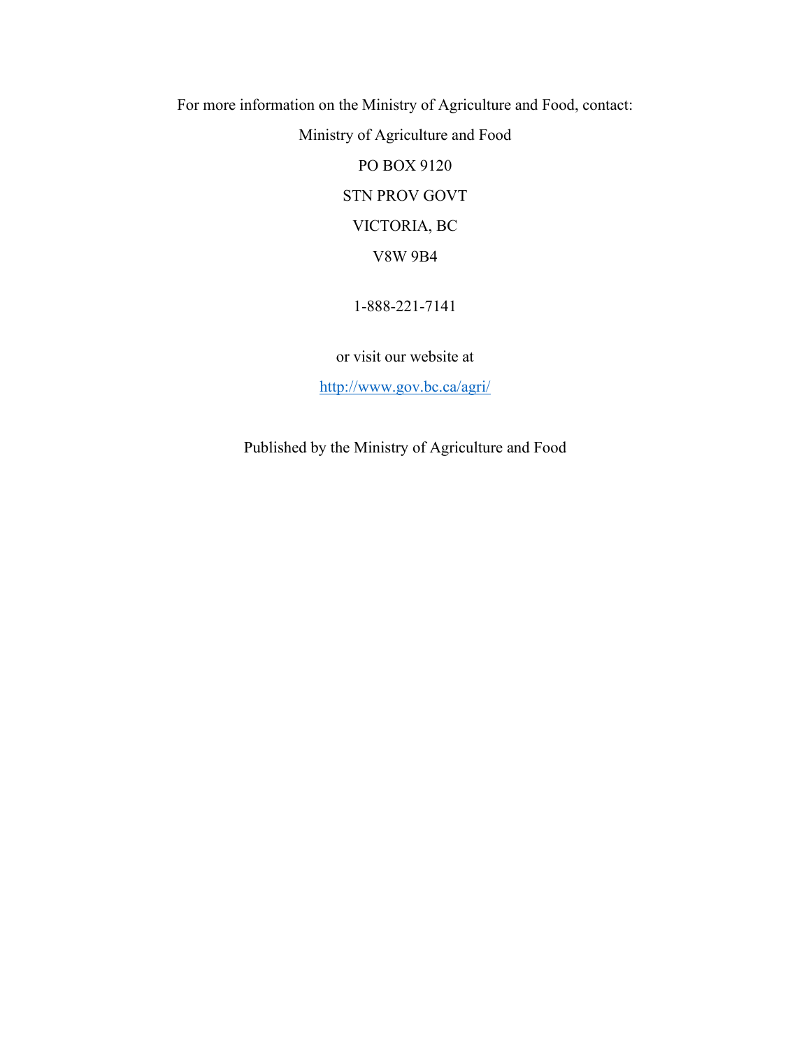For more information on the Ministry of Agriculture and Food, contact:

Ministry of Agriculture and Food

PO BOX 9120

STN PROV GOVT

VICTORIA, BC

V8W 9B4

1-888-221-7141

or visit our website at

http://www.gov.bc.ca/agri/

Published by the Ministry of Agriculture and Food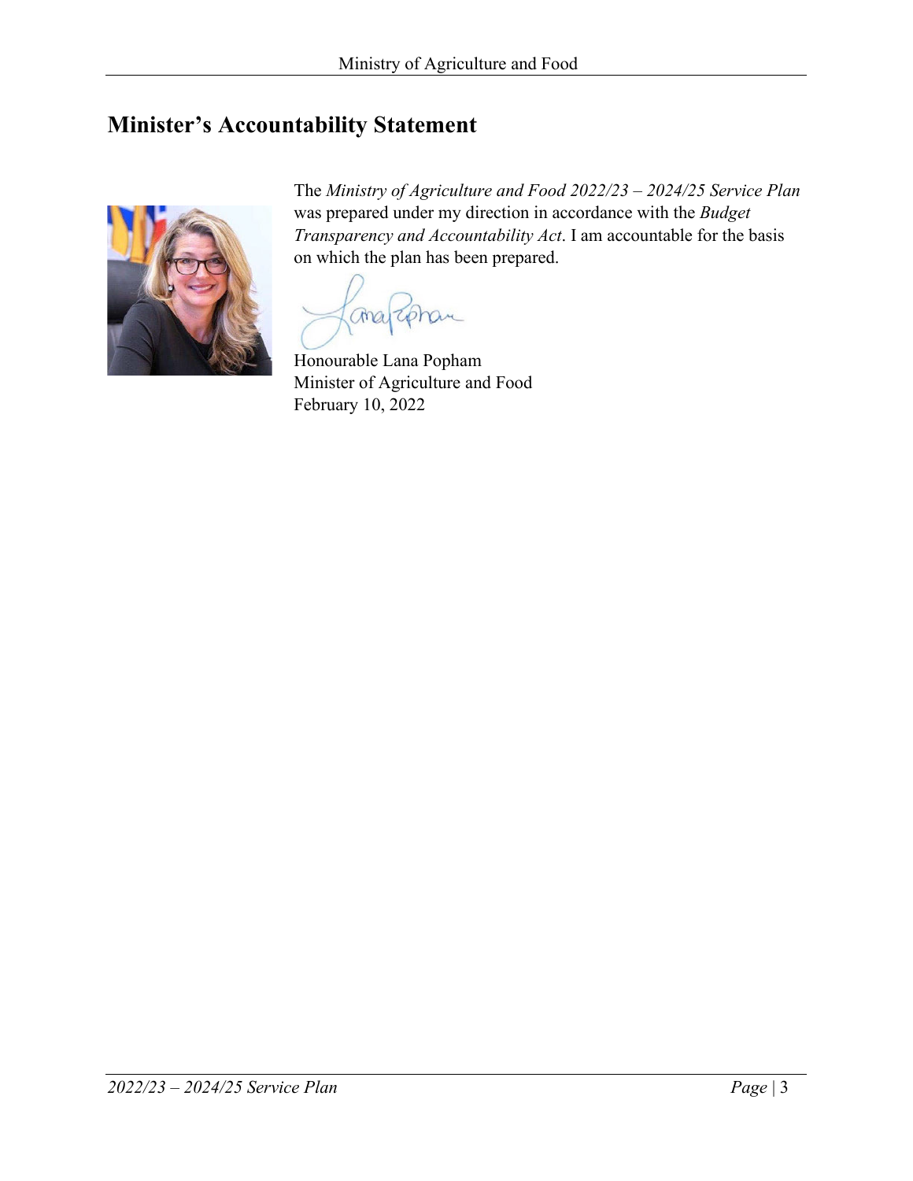## Minister's Accountability Statement

The *Ministry of Agriculture and Food 2022/23 – 2024/25 Service Plan* was prepared under my direction in accordance with the *Budget Transparency and Accountability Act*. I am accountable for the basis on which the plan has been prepared.

Honourable Lana Popham
Minister of Agriculture and Food
February 10, 2022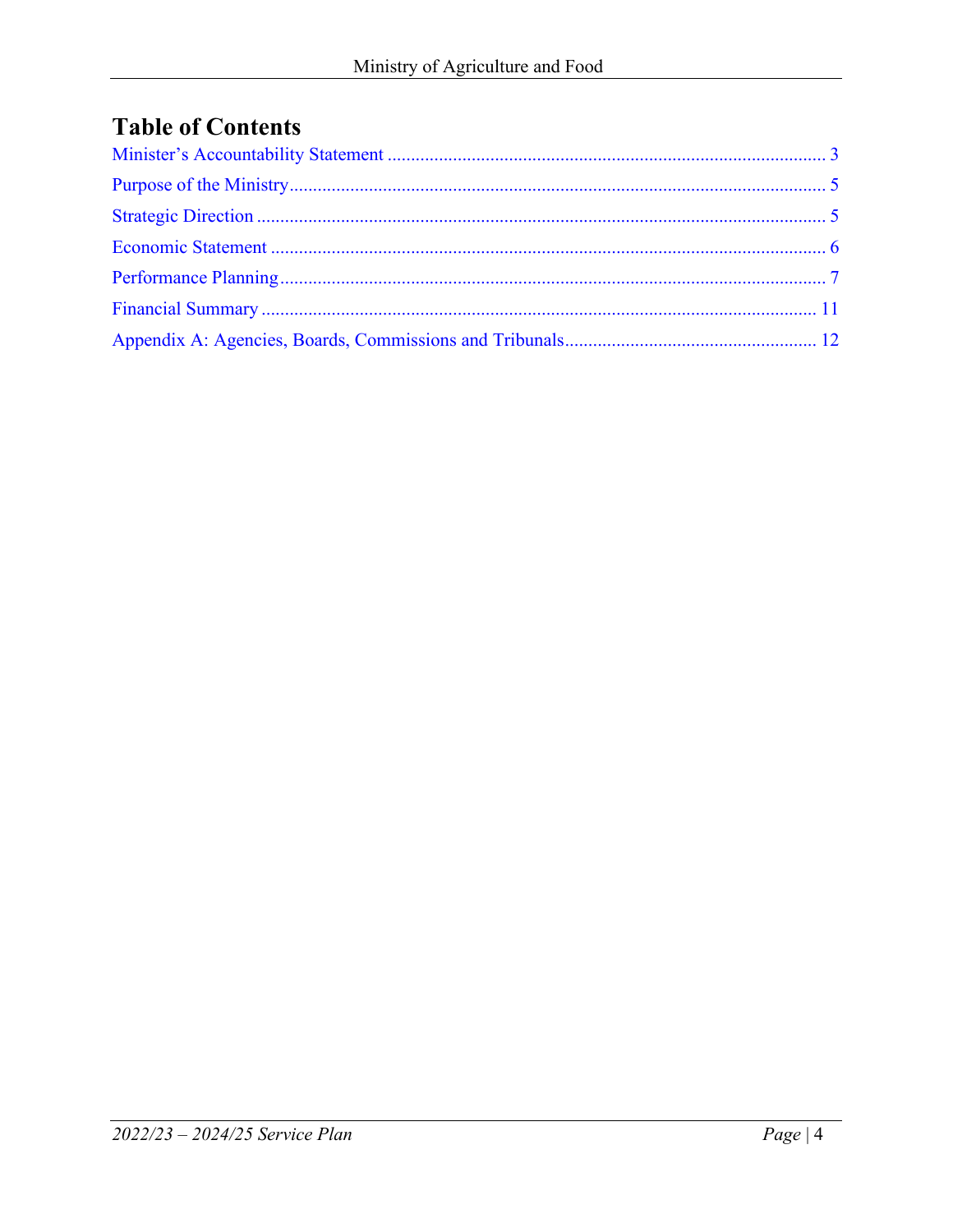## Table of Contents

Minister's Accountability Statement ............................................................................................ 3

Purpose of the Ministry.................................................................................................................. 5

Strategic Direction ......................................................................................................................... 5

Economic Statement ...................................................................................................................... 6

Performance Planning.................................................................................................................... 7

Financial Summary ...................................................................................................................... 11

Appendix A: Agencies, Boards, Commissions and Tribunals..................................................... 12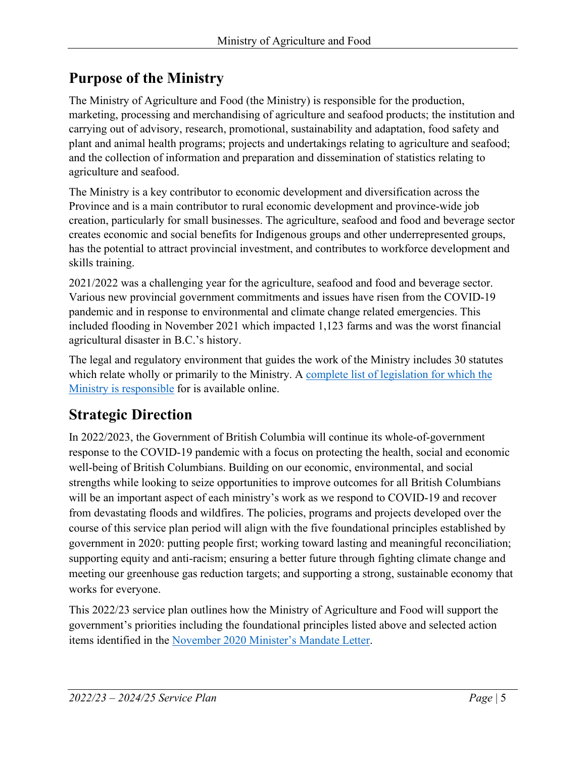## Purpose of the Ministry

The Ministry of Agriculture and Food (the Ministry) is responsible for the production, marketing, processing and merchandising of agriculture and seafood products; the institution and carrying out of advisory, research, promotional, sustainability and adaptation, food safety and plant and animal health programs; projects and undertakings relating to agriculture and seafood; and the collection of information and preparation and dissemination of statistics relating to agriculture and seafood.

The Ministry is a key contributor to economic development and diversification across the Province and is a main contributor to rural economic development and province-wide job creation, particularly for small businesses. The agriculture, seafood and food and beverage sector creates economic and social benefits for Indigenous groups and other underrepresented groups, has the potential to attract provincial investment, and contributes to workforce development and skills training.

2021/2022 was a challenging year for the agriculture, seafood and food and beverage sector. Various new provincial government commitments and issues have risen from the COVID-19 pandemic and in response to environmental and climate change related emergencies. This included flooding in November 2021 which impacted 1,123 farms and was the worst financial agricultural disaster in B.C.'s history.

The legal and regulatory environment that guides the work of the Ministry includes 30 statutes which relate wholly or primarily to the Ministry. A complete list of legislation for which the Ministry is responsible for is available online.

## Strategic Direction

In 2022/2023, the Government of British Columbia will continue its whole-of-government response to the COVID-19 pandemic with a focus on protecting the health, social and economic well-being of British Columbians. Building on our economic, environmental, and social strengths while looking to seize opportunities to improve outcomes for all British Columbians will be an important aspect of each ministry's work as we respond to COVID-19 and recover from devastating floods and wildfires. The policies, programs and projects developed over the course of this service plan period will align with the five foundational principles established by government in 2020: putting people first; working toward lasting and meaningful reconciliation; supporting equity and anti-racism; ensuring a better future through fighting climate change and meeting our greenhouse gas reduction targets; and supporting a strong, sustainable economy that works for everyone.

This 2022/23 service plan outlines how the Ministry of Agriculture and Food will support the government's priorities including the foundational principles listed above and selected action items identified in the November 2020 Minister's Mandate Letter.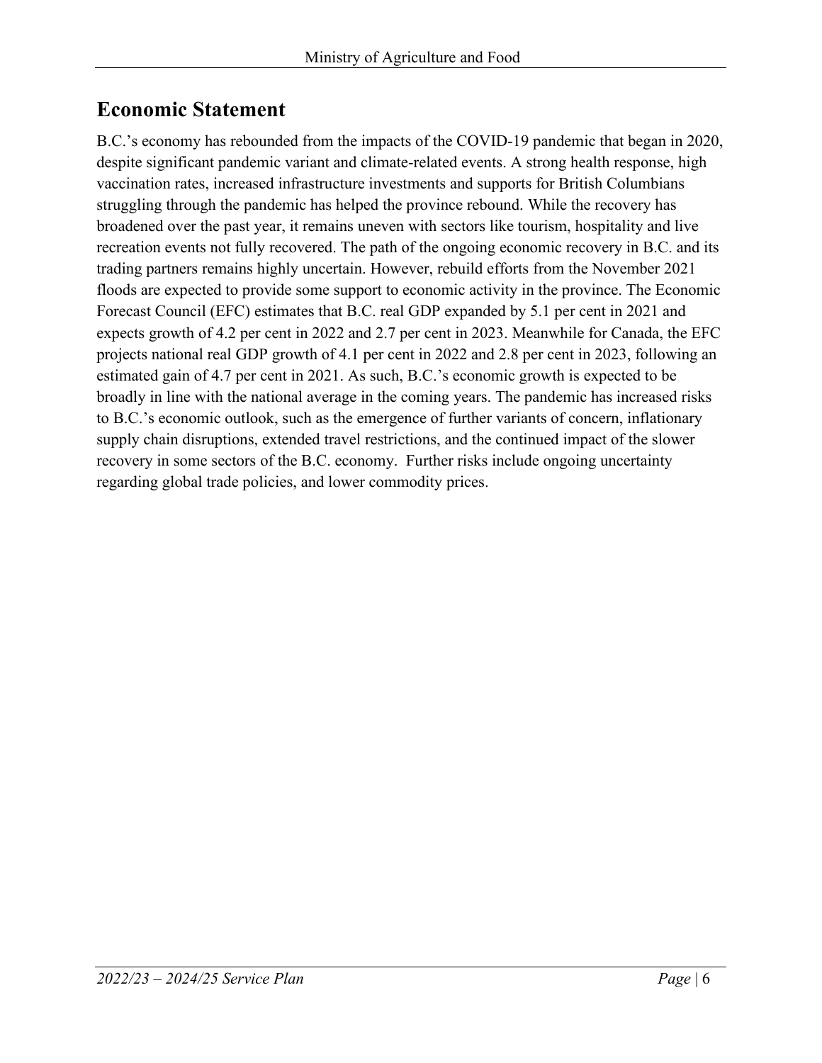## Economic Statement

B.C.'s economy has rebounded from the impacts of the COVID-19 pandemic that began in 2020, despite significant pandemic variant and climate-related events. A strong health response, high vaccination rates, increased infrastructure investments and supports for British Columbians struggling through the pandemic has helped the province rebound. While the recovery has broadened over the past year, it remains uneven with sectors like tourism, hospitality and live recreation events not fully recovered. The path of the ongoing economic recovery in B.C. and its trading partners remains highly uncertain. However, rebuild efforts from the November 2021 floods are expected to provide some support to economic activity in the province. The Economic Forecast Council (EFC) estimates that B.C. real GDP expanded by 5.1 per cent in 2021 and expects growth of 4.2 per cent in 2022 and 2.7 per cent in 2023. Meanwhile for Canada, the EFC projects national real GDP growth of 4.1 per cent in 2022 and 2.8 per cent in 2023, following an estimated gain of 4.7 per cent in 2021. As such, B.C.'s economic growth is expected to be broadly in line with the national average in the coming years. The pandemic has increased risks to B.C.'s economic outlook, such as the emergence of further variants of concern, inflationary supply chain disruptions, extended travel restrictions, and the continued impact of the slower recovery in some sectors of the B.C. economy. Further risks include ongoing uncertainty regarding global trade policies, and lower commodity prices.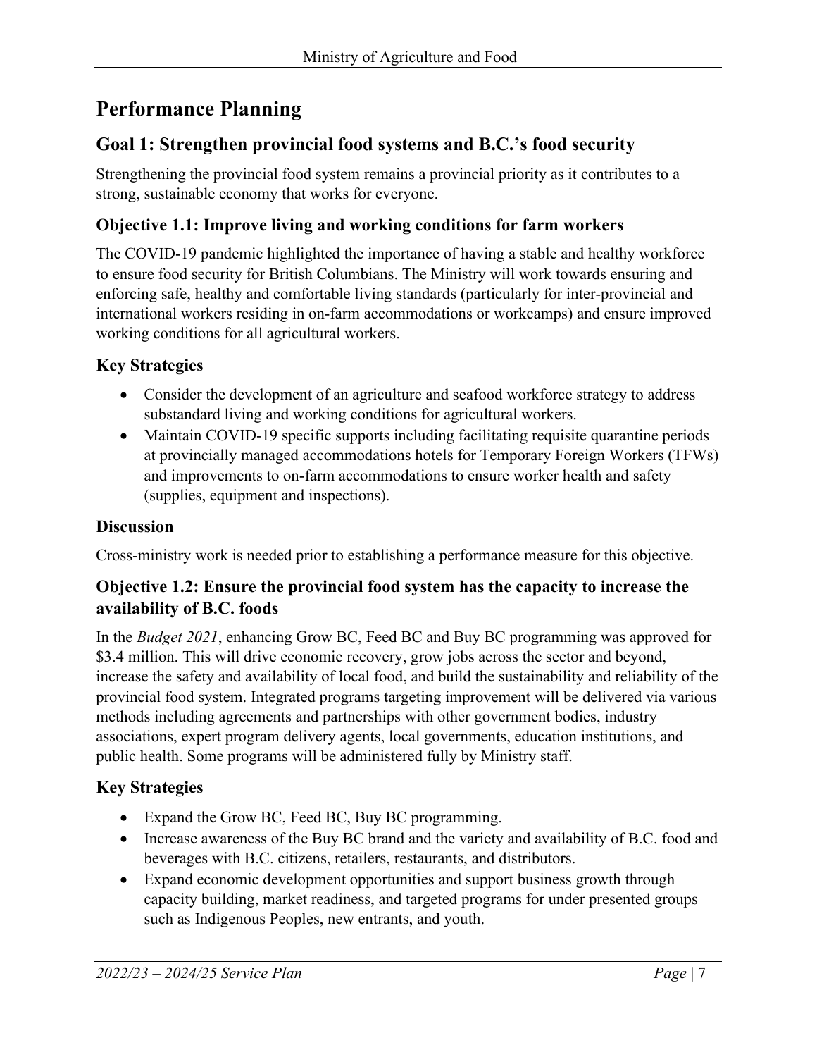# Performance Planning

## Goal 1: Strengthen provincial food systems and B.C.'s food security

Strengthening the provincial food system remains a provincial priority as it contributes to a strong, sustainable economy that works for everyone.

### Objective 1.1: Improve living and working conditions for farm workers

The COVID-19 pandemic highlighted the importance of having a stable and healthy workforce to ensure food security for British Columbians. The Ministry will work towards ensuring and enforcing safe, healthy and comfortable living standards (particularly for inter-provincial and international workers residing in on-farm accommodations or workcamps) and ensure improved working conditions for all agricultural workers.

### Key Strategies

- Consider the development of an agriculture and seafood workforce strategy to address substandard living and working conditions for agricultural workers.
- Maintain COVID-19 specific supports including facilitating requisite quarantine periods at provincially managed accommodations hotels for Temporary Foreign Workers (TFWs) and improvements to on-farm accommodations to ensure worker health and safety (supplies, equipment and inspections).

### Discussion

Cross-ministry work is needed prior to establishing a performance measure for this objective.

### Objective 1.2: Ensure the provincial food system has the capacity to increase the availability of B.C. foods

In the *Budget 2021*, enhancing Grow BC, Feed BC and Buy BC programming was approved for $3.4 million. This will drive economic recovery, grow jobs across the sector and beyond, increase the safety and availability of local food, and build the sustainability and reliability of the provincial food system. Integrated programs targeting improvement will be delivered via various methods including agreements and partnerships with other government bodies, industry associations, expert program delivery agents, local governments, education institutions, and public health. Some programs will be administered fully by Ministry staff.

### Key Strategies

- Expand the Grow BC, Feed BC, Buy BC programming.
- Increase awareness of the Buy BC brand and the variety and availability of B.C. food and beverages with B.C. citizens, retailers, restaurants, and distributors.
- Expand economic development opportunities and support business growth through capacity building, market readiness, and targeted programs for under presented groups such as Indigenous Peoples, new entrants, and youth.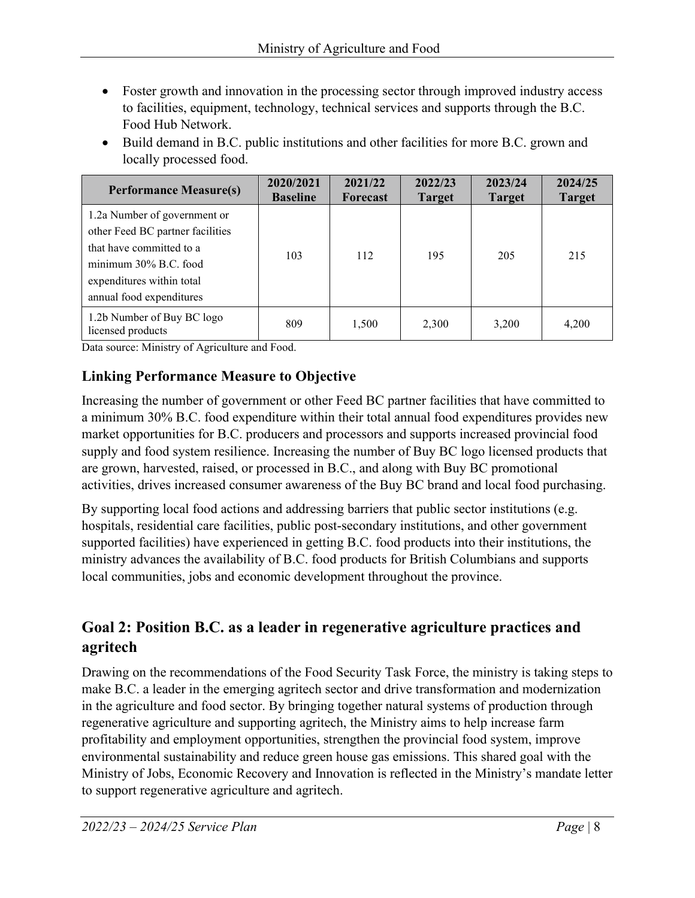- Foster growth and innovation in the processing sector through improved industry access to facilities, equipment, technology, technical services and supports through the B.C. Food Hub Network.
- Build demand in B.C. public institutions and other facilities for more B.C. grown and locally processed food.

| Performance Measure(s) | 2020/2021 Baseline | 2021/22 Forecast | 2022/23 Target | 2023/24 Target | 2024/25 Target |
|---|---|---|---|---|---|
| 1.2a Number of government or other Feed BC partner facilities that have committed to a minimum 30% B.C. food expenditures within total annual food expenditures | 103 | 112 | 195 | 205 | 215 |
| 1.2b Number of Buy BC logo licensed products | 809 | 1,500 | 2,300 | 3,200 | 4,200 |

Data source: Ministry of Agriculture and Food.

### Linking Performance Measure to Objective

Increasing the number of government or other Feed BC partner facilities that have committed to a minimum 30% B.C. food expenditure within their total annual food expenditures provides new market opportunities for B.C. producers and processors and supports increased provincial food supply and food system resilience. Increasing the number of Buy BC logo licensed products that are grown, harvested, raised, or processed in B.C., and along with Buy BC promotional activities, drives increased consumer awareness of the Buy BC brand and local food purchasing.

By supporting local food actions and addressing barriers that public sector institutions (e.g. hospitals, residential care facilities, public post-secondary institutions, and other government supported facilities) have experienced in getting B.C. food products into their institutions, the ministry advances the availability of B.C. food products for British Columbians and supports local communities, jobs and economic development throughout the province.

## Goal 2: Position B.C. as a leader in regenerative agriculture practices and agritech

Drawing on the recommendations of the Food Security Task Force, the ministry is taking steps to make B.C. a leader in the emerging agritech sector and drive transformation and modernization in the agriculture and food sector. By bringing together natural systems of production through regenerative agriculture and supporting agritech, the Ministry aims to help increase farm profitability and employment opportunities, strengthen the provincial food system, improve environmental sustainability and reduce green house gas emissions. This shared goal with the Ministry of Jobs, Economic Recovery and Innovation is reflected in the Ministry's mandate letter to support regenerative agriculture and agritech.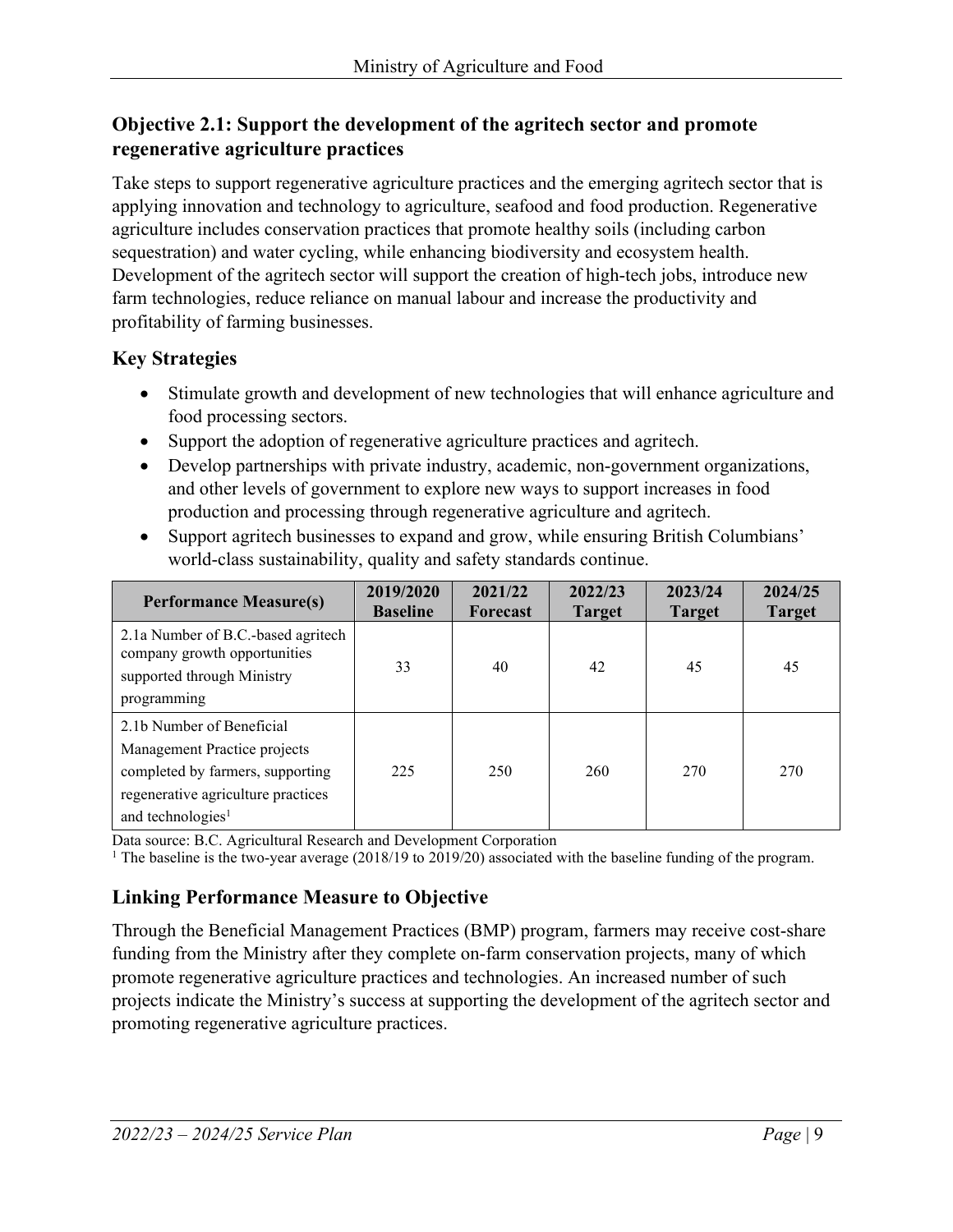## Objective 2.1: Support the development of the agritech sector and promote regenerative agriculture practices

Take steps to support regenerative agriculture practices and the emerging agritech sector that is applying innovation and technology to agriculture, seafood and food production. Regenerative agriculture includes conservation practices that promote healthy soils (including carbon sequestration) and water cycling, while enhancing biodiversity and ecosystem health. Development of the agritech sector will support the creation of high-tech jobs, introduce new farm technologies, reduce reliance on manual labour and increase the productivity and profitability of farming businesses.

### Key Strategies

- Stimulate growth and development of new technologies that will enhance agriculture and food processing sectors.
- Support the adoption of regenerative agriculture practices and agritech.
- Develop partnerships with private industry, academic, non-government organizations, and other levels of government to explore new ways to support increases in food production and processing through regenerative agriculture and agritech.
- Support agritech businesses to expand and grow, while ensuring British Columbians' world-class sustainability, quality and safety standards continue.

| Performance Measure(s) | 2019/2020 Baseline | 2021/22 Forecast | 2022/23 Target | 2023/24 Target | 2024/25 Target |
|---|---|---|---|---|---|
| 2.1a Number of B.C.-based agritech company growth opportunities supported through Ministry programming | 33 | 40 | 42 | 45 | 45 |
| 2.1b Number of Beneficial Management Practice projects completed by farmers, supporting regenerative agriculture practices and technologies[1] | 225 | 250 | 260 | 270 | 270 |

Data source: B.C. Agricultural Research and Development Corporation

[1] The baseline is the two-year average (2018/19 to 2019/20) associated with the baseline funding of the program.

### Linking Performance Measure to Objective

Through the Beneficial Management Practices (BMP) program, farmers may receive cost-share funding from the Ministry after they complete on-farm conservation projects, many of which promote regenerative agriculture practices and technologies. An increased number of such projects indicate the Ministry's success at supporting the development of the agritech sector and promoting regenerative agriculture practices.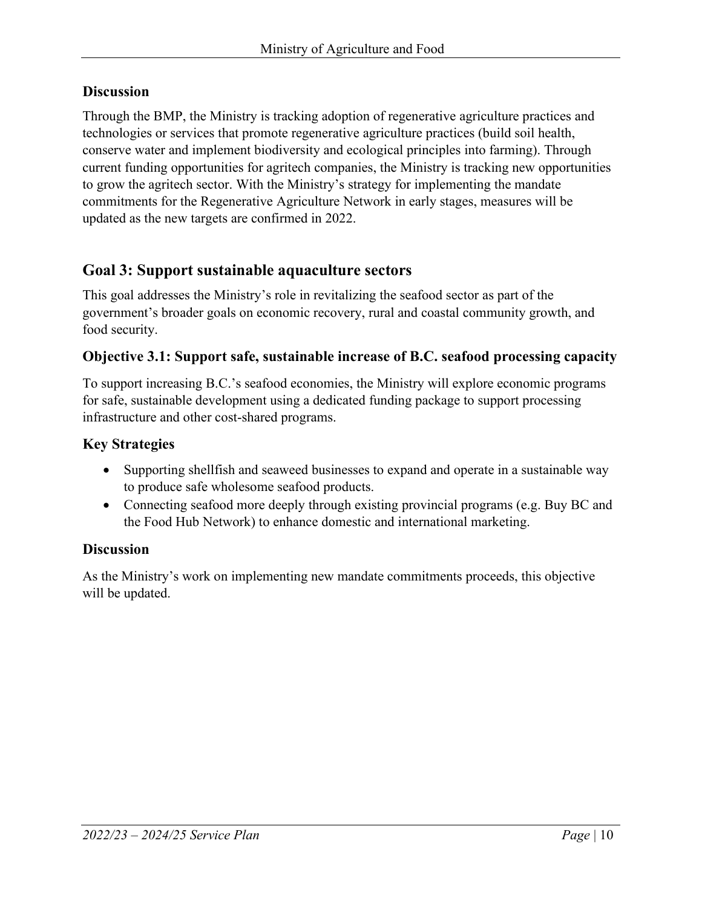### Discussion

Through the BMP, the Ministry is tracking adoption of regenerative agriculture practices and technologies or services that promote regenerative agriculture practices (build soil health, conserve water and implement biodiversity and ecological principles into farming). Through current funding opportunities for agritech companies, the Ministry is tracking new opportunities to grow the agritech sector. With the Ministry's strategy for implementing the mandate commitments for the Regenerative Agriculture Network in early stages, measures will be updated as the new targets are confirmed in 2022.

## Goal 3: Support sustainable aquaculture sectors

This goal addresses the Ministry's role in revitalizing the seafood sector as part of the government's broader goals on economic recovery, rural and coastal community growth, and food security.

### Objective 3.1: Support safe, sustainable increase of B.C. seafood processing capacity

To support increasing B.C.'s seafood economies, the Ministry will explore economic programs for safe, sustainable development using a dedicated funding package to support processing infrastructure and other cost-shared programs.

### Key Strategies

- Supporting shellfish and seaweed businesses to expand and operate in a sustainable way to produce safe wholesome seafood products.
- Connecting seafood more deeply through existing provincial programs (e.g. Buy BC and the Food Hub Network) to enhance domestic and international marketing.

### Discussion

As the Ministry's work on implementing new mandate commitments proceeds, this objective will be updated.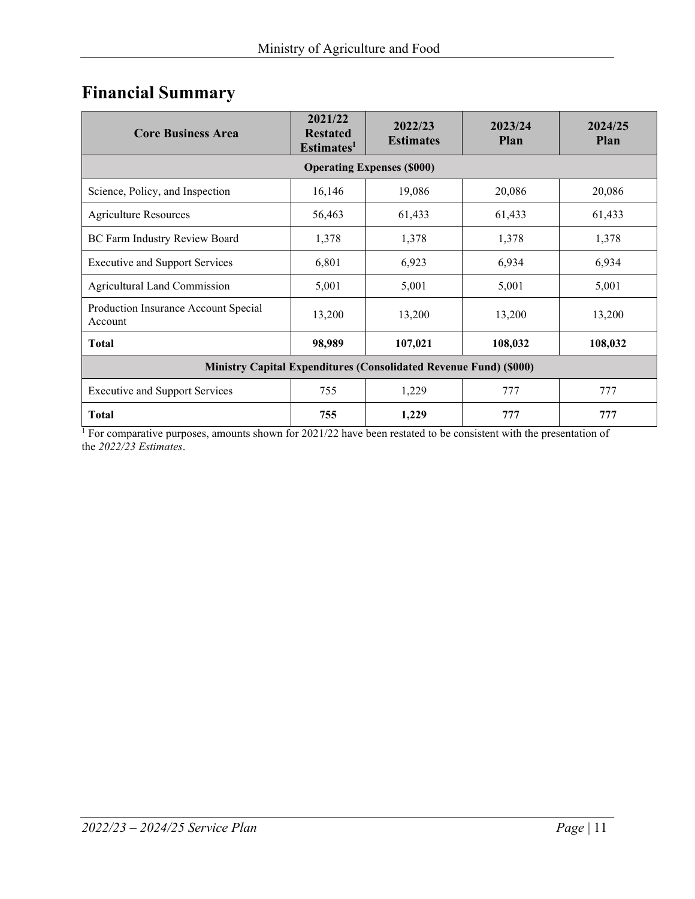## Financial Summary

| Core Business Area | 2021/22 Restated Estimates[1] | 2022/23 Estimates | 2023/24 Plan | 2024/25 Plan |
|---|---|---|---|---|
| **Operating Expenses ($000)** | | | | |
| Science, Policy, and Inspection | 16,146 | 19,086 | 20,086 | 20,086 |
| Agriculture Resources | 56,463 | 61,433 | 61,433 | 61,433 |
| BC Farm Industry Review Board | 1,378 | 1,378 | 1,378 | 1,378 |
| Executive and Support Services | 6,801 | 6,923 | 6,934 | 6,934 |
| Agricultural Land Commission | 5,001 | 5,001 | 5,001 | 5,001 |
| Production Insurance Account Special Account | 13,200 | 13,200 | 13,200 | 13,200 |
| **Total** | **98,989** | **107,021** | **108,032** | **108,032** |
| **Ministry Capital Expenditures (Consolidated Revenue Fund) ($000)** | | | | |
| Executive and Support Services | 755 | 1,229 | 777 | 777 |
| **Total** | **755** | **1,229** | **777** | **777** |

[1] For comparative purposes, amounts shown for 2021/22 have been restated to be consistent with the presentation of the *2022/23 Estimates*.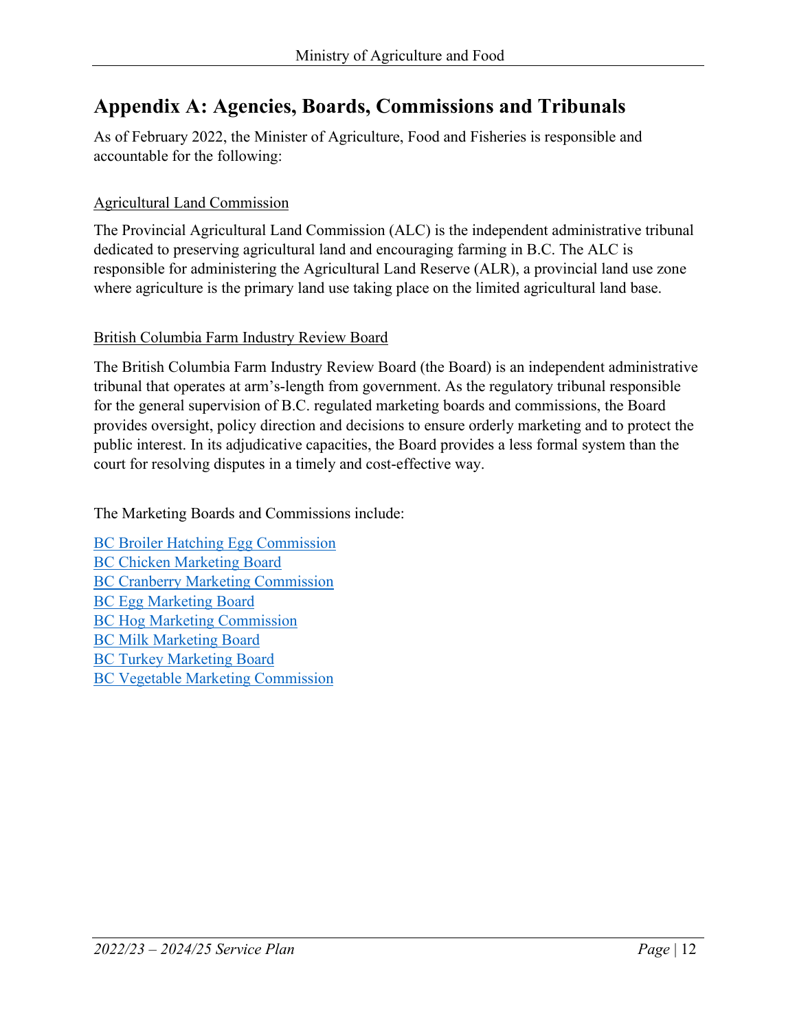# Appendix A: Agencies, Boards, Commissions and Tribunals

As of February 2022, the Minister of Agriculture, Food and Fisheries is responsible and accountable for the following:

Agricultural Land Commission

The Provincial Agricultural Land Commission (ALC) is the independent administrative tribunal dedicated to preserving agricultural land and encouraging farming in B.C. The ALC is responsible for administering the Agricultural Land Reserve (ALR), a provincial land use zone where agriculture is the primary land use taking place on the limited agricultural land base.

British Columbia Farm Industry Review Board

The British Columbia Farm Industry Review Board (the Board) is an independent administrative tribunal that operates at arm's-length from government. As the regulatory tribunal responsible for the general supervision of B.C. regulated marketing boards and commissions, the Board provides oversight, policy direction and decisions to ensure orderly marketing and to protect the public interest. In its adjudicative capacities, the Board provides a less formal system than the court for resolving disputes in a timely and cost-effective way.

The Marketing Boards and Commissions include:

BC Broiler Hatching Egg Commission
BC Chicken Marketing Board
BC Cranberry Marketing Commission
BC Egg Marketing Board
BC Hog Marketing Commission
BC Milk Marketing Board
BC Turkey Marketing Board
BC Vegetable Marketing Commission